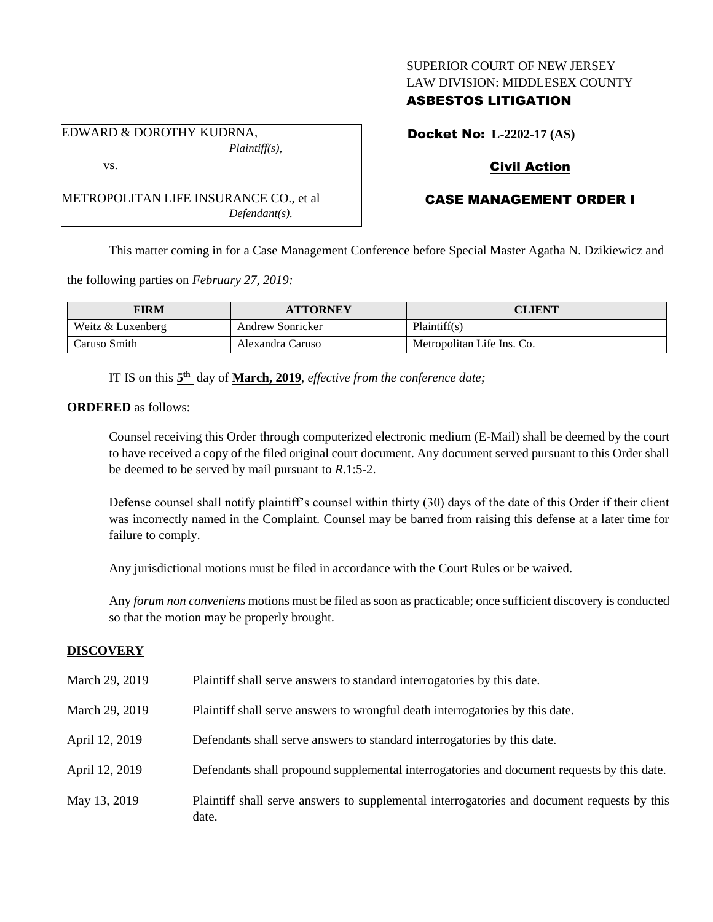SUPERIOR COURT OF NEW JERSEY
LAW DIVISION: MIDDLESEX COUNTY
**ASBESTOS LITIGATION**

EDWARD & DOROTHY KUDRNA,
*Plaintiff(s),*

vs.

METROPOLITAN LIFE INSURANCE CO., et al
*Defendant(s).*

**Docket No: L-2202-17 (AS)**

**Civil Action**

**CASE MANAGEMENT ORDER I**

This matter coming in for a Case Management Conference before Special Master Agatha N. Dzikiewicz and the following parties on *February 27, 2019:*

| FIRM | ATTORNEY | CLIENT |
|---|---|---|
| Weitz & Luxenberg | Andrew Sonricker | Plaintiff(s) |
| Caruso Smith | Alexandra Caruso | Metropolitan Life Ins. Co. |

IT IS on this **5th** day of **March, 2019**, *effective from the conference date;*

**ORDERED** as follows:

Counsel receiving this Order through computerized electronic medium (E-Mail) shall be deemed by the court to have received a copy of the filed original court document. Any document served pursuant to this Order shall be deemed to be served by mail pursuant to *R*.1:5-2.

Defense counsel shall notify plaintiff's counsel within thirty (30) days of the date of this Order if their client was incorrectly named in the Complaint. Counsel may be barred from raising this defense at a later time for failure to comply.

Any jurisdictional motions must be filed in accordance with the Court Rules or be waived.

Any *forum non conveniens* motions must be filed as soon as practicable; once sufficient discovery is conducted so that the motion may be properly brought.

## DISCOVERY

| | |
|---|---|
| March 29, 2019 | Plaintiff shall serve answers to standard interrogatories by this date. |
| March 29, 2019 | Plaintiff shall serve answers to wrongful death interrogatories by this date. |
| April 12, 2019 | Defendants shall serve answers to standard interrogatories by this date. |
| April 12, 2019 | Defendants shall propound supplemental interrogatories and document requests by this date. |
| May 13, 2019 | Plaintiff shall serve answers to supplemental interrogatories and document requests by this date. |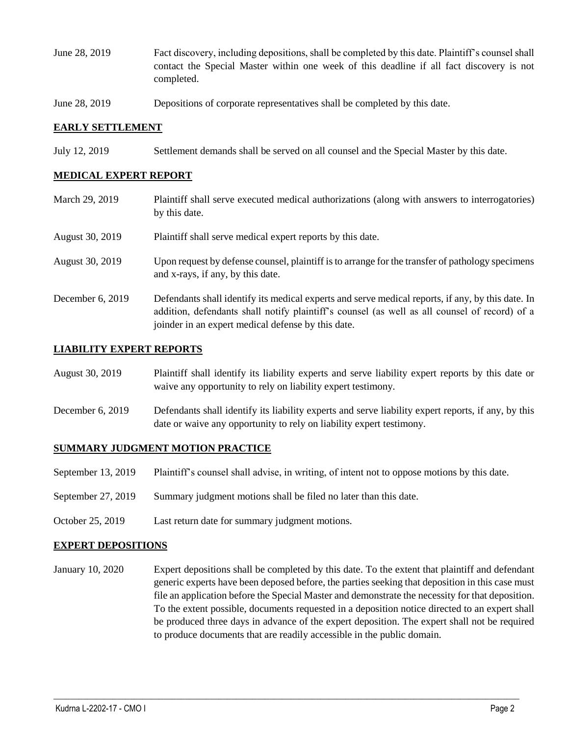June 28, 2019 Fact discovery, including depositions, shall be completed by this date. Plaintiff's counsel shall contact the Special Master within one week of this deadline if all fact discovery is not completed.

June 28, 2019 Depositions of corporate representatives shall be completed by this date.

## EARLY SETTLEMENT

July 12, 2019 Settlement demands shall be served on all counsel and the Special Master by this date.

## MEDICAL EXPERT REPORT

March 29, 2019 Plaintiff shall serve executed medical authorizations (along with answers to interrogatories) by this date.

August 30, 2019 Plaintiff shall serve medical expert reports by this date.

August 30, 2019 Upon request by defense counsel, plaintiff is to arrange for the transfer of pathology specimens and x-rays, if any, by this date.

December 6, 2019 Defendants shall identify its medical experts and serve medical reports, if any, by this date. In addition, defendants shall notify plaintiff's counsel (as well as all counsel of record) of a joinder in an expert medical defense by this date.

## LIABILITY EXPERT REPORTS

August 30, 2019 Plaintiff shall identify its liability experts and serve liability expert reports by this date or waive any opportunity to rely on liability expert testimony.

December 6, 2019 Defendants shall identify its liability experts and serve liability expert reports, if any, by this date or waive any opportunity to rely on liability expert testimony.

## SUMMARY JUDGMENT MOTION PRACTICE

September 13, 2019 Plaintiff's counsel shall advise, in writing, of intent not to oppose motions by this date.

September 27, 2019 Summary judgment motions shall be filed no later than this date.

October 25, 2019 Last return date for summary judgment motions.

## EXPERT DEPOSITIONS

January 10, 2020 Expert depositions shall be completed by this date. To the extent that plaintiff and defendant generic experts have been deposed before, the parties seeking that deposition in this case must file an application before the Special Master and demonstrate the necessity for that deposition. To the extent possible, documents requested in a deposition notice directed to an expert shall be produced three days in advance of the expert deposition. The expert shall not be required to produce documents that are readily accessible in the public domain.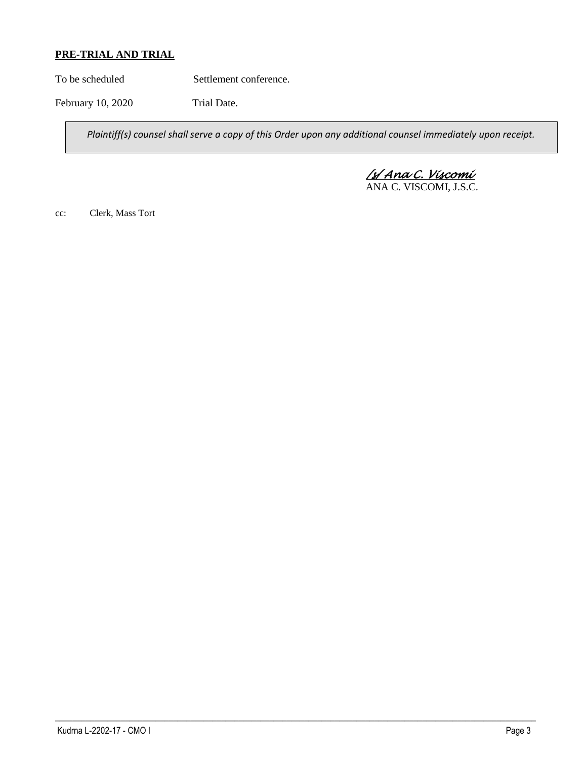**PRE-TRIAL AND TRIAL**

| | |
|---|---|
| To be scheduled | Settlement conference. |
| February 10, 2020 | Trial Date. |

*Plaintiff(s) counsel shall serve a copy of this Order upon any additional counsel immediately upon receipt.*

*/s/ Ana C. Viscomi*
ANA C. VISCOMI, J.S.C.

cc: Clerk, Mass Tort